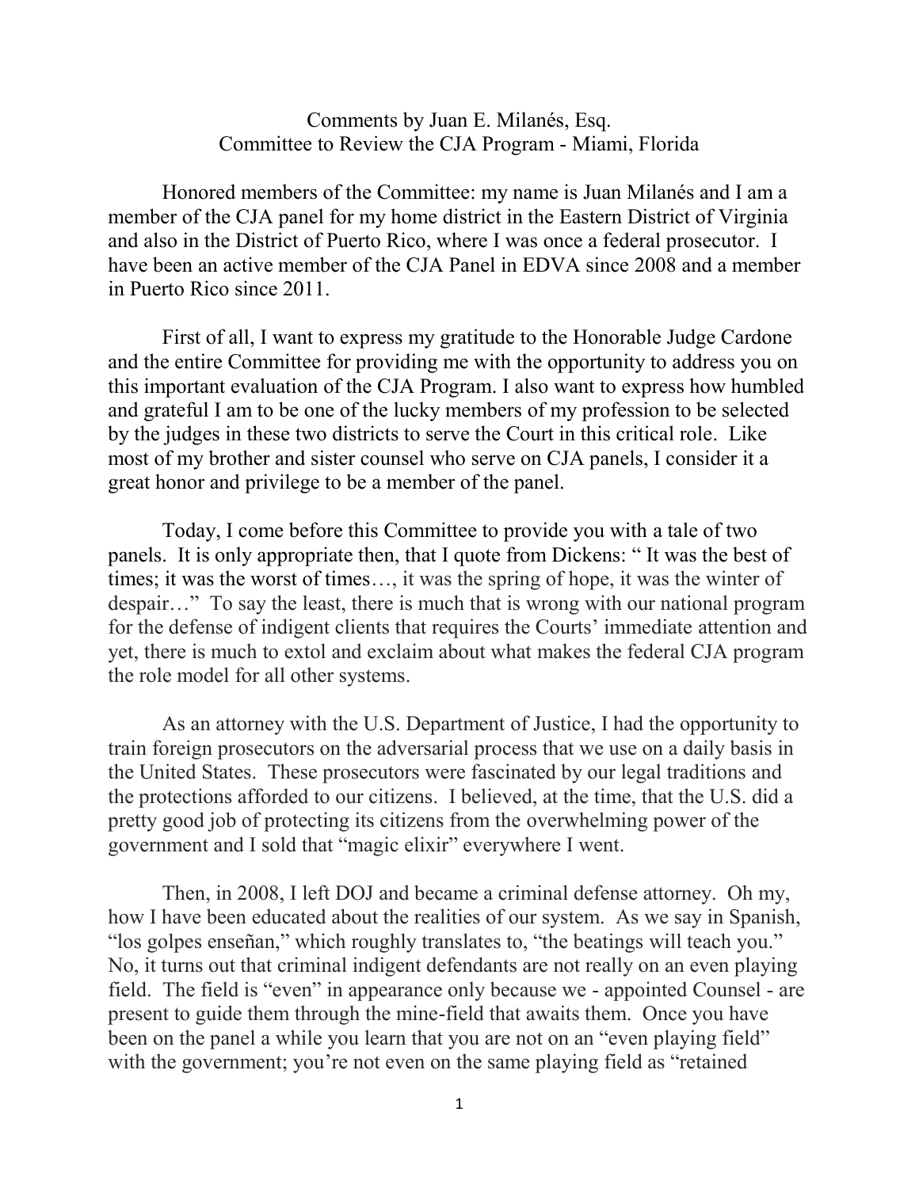Comments by Juan E. Milanés, Esq.
Committee to Review the CJA Program - Miami, Florida

Honored members of the Committee: my name is Juan Milanés and I am a member of the CJA panel for my home district in the Eastern District of Virginia and also in the District of Puerto Rico, where I was once a federal prosecutor. I have been an active member of the CJA Panel in EDVA since 2008 and a member in Puerto Rico since 2011.

First of all, I want to express my gratitude to the Honorable Judge Cardone and the entire Committee for providing me with the opportunity to address you on this important evaluation of the CJA Program. I also want to express how humbled and grateful I am to be one of the lucky members of my profession to be selected by the judges in these two districts to serve the Court in this critical role. Like most of my brother and sister counsel who serve on CJA panels, I consider it a great honor and privilege to be a member of the panel.

Today, I come before this Committee to provide you with a tale of two panels. It is only appropriate then, that I quote from Dickens: " It was the best of times; it was the worst of times…, it was the spring of hope, it was the winter of despair…" To say the least, there is much that is wrong with our national program for the defense of indigent clients that requires the Courts' immediate attention and yet, there is much to extol and exclaim about what makes the federal CJA program the role model for all other systems.

As an attorney with the U.S. Department of Justice, I had the opportunity to train foreign prosecutors on the adversarial process that we use on a daily basis in the United States. These prosecutors were fascinated by our legal traditions and the protections afforded to our citizens. I believed, at the time, that the U.S. did a pretty good job of protecting its citizens from the overwhelming power of the government and I sold that "magic elixir" everywhere I went.

Then, in 2008, I left DOJ and became a criminal defense attorney. Oh my, how I have been educated about the realities of our system. As we say in Spanish, "los golpes enseñan," which roughly translates to, "the beatings will teach you." No, it turns out that criminal indigent defendants are not really on an even playing field. The field is "even" in appearance only because we - appointed Counsel - are present to guide them through the mine-field that awaits them. Once you have been on the panel a while you learn that you are not on an "even playing field" with the government; you're not even on the same playing field as "retained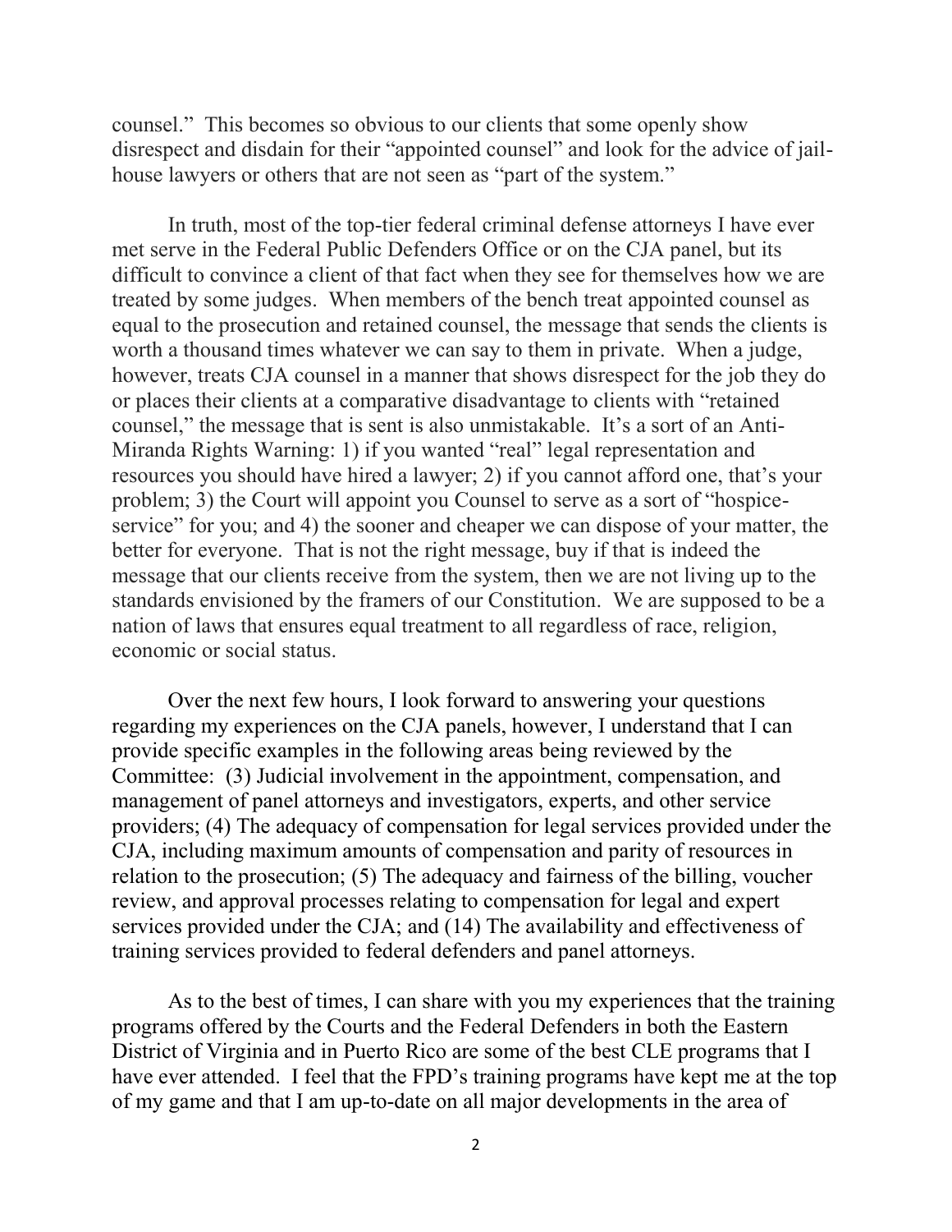counsel." This becomes so obvious to our clients that some openly show disrespect and disdain for their "appointed counsel" and look for the advice of jail-house lawyers or others that are not seen as "part of the system."

In truth, most of the top-tier federal criminal defense attorneys I have ever met serve in the Federal Public Defenders Office or on the CJA panel, but its difficult to convince a client of that fact when they see for themselves how we are treated by some judges. When members of the bench treat appointed counsel as equal to the prosecution and retained counsel, the message that sends the clients is worth a thousand times whatever we can say to them in private. When a judge, however, treats CJA counsel in a manner that shows disrespect for the job they do or places their clients at a comparative disadvantage to clients with "retained counsel," the message that is sent is also unmistakable. It's a sort of an Anti-Miranda Rights Warning: 1) if you wanted "real" legal representation and resources you should have hired a lawyer; 2) if you cannot afford one, that's your problem; 3) the Court will appoint you Counsel to serve as a sort of "hospice-service" for you; and 4) the sooner and cheaper we can dispose of your matter, the better for everyone. That is not the right message, buy if that is indeed the message that our clients receive from the system, then we are not living up to the standards envisioned by the framers of our Constitution. We are supposed to be a nation of laws that ensures equal treatment to all regardless of race, religion, economic or social status.

Over the next few hours, I look forward to answering your questions regarding my experiences on the CJA panels, however, I understand that I can provide specific examples in the following areas being reviewed by the Committee: (3) Judicial involvement in the appointment, compensation, and management of panel attorneys and investigators, experts, and other service providers; (4) The adequacy of compensation for legal services provided under the CJA, including maximum amounts of compensation and parity of resources in relation to the prosecution; (5) The adequacy and fairness of the billing, voucher review, and approval processes relating to compensation for legal and expert services provided under the CJA; and (14) The availability and effectiveness of training services provided to federal defenders and panel attorneys.

As to the best of times, I can share with you my experiences that the training programs offered by the Courts and the Federal Defenders in both the Eastern District of Virginia and in Puerto Rico are some of the best CLE programs that I have ever attended. I feel that the FPD's training programs have kept me at the top of my game and that I am up-to-date on all major developments in the area of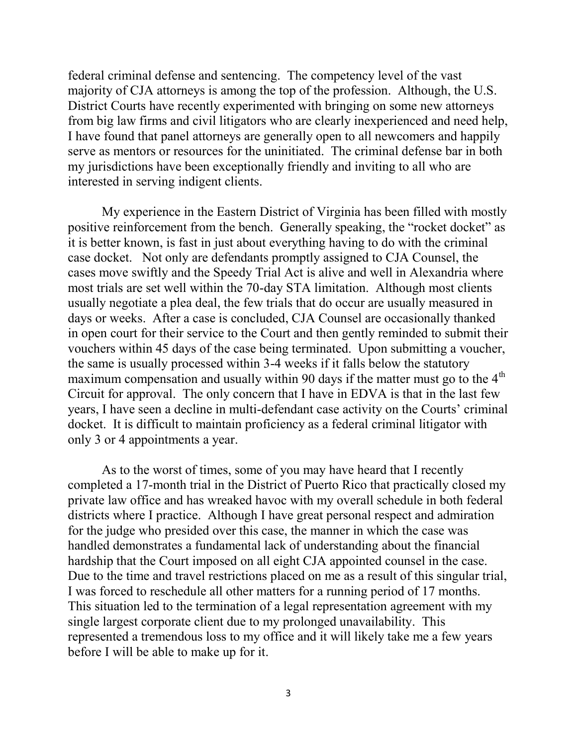federal criminal defense and sentencing. The competency level of the vast majority of CJA attorneys is among the top of the profession. Although, the U.S. District Courts have recently experimented with bringing on some new attorneys from big law firms and civil litigators who are clearly inexperienced and need help, I have found that panel attorneys are generally open to all newcomers and happily serve as mentors or resources for the uninitiated. The criminal defense bar in both my jurisdictions have been exceptionally friendly and inviting to all who are interested in serving indigent clients.

My experience in the Eastern District of Virginia has been filled with mostly positive reinforcement from the bench. Generally speaking, the "rocket docket" as it is better known, is fast in just about everything having to do with the criminal case docket. Not only are defendants promptly assigned to CJA Counsel, the cases move swiftly and the Speedy Trial Act is alive and well in Alexandria where most trials are set well within the 70-day STA limitation. Although most clients usually negotiate a plea deal, the few trials that do occur are usually measured in days or weeks. After a case is concluded, CJA Counsel are occasionally thanked in open court for their service to the Court and then gently reminded to submit their vouchers within 45 days of the case being terminated. Upon submitting a voucher, the same is usually processed within 3-4 weeks if it falls below the statutory maximum compensation and usually within 90 days if the matter must go to the 4th Circuit for approval. The only concern that I have in EDVA is that in the last few years, I have seen a decline in multi-defendant case activity on the Courts' criminal docket. It is difficult to maintain proficiency as a federal criminal litigator with only 3 or 4 appointments a year.

As to the worst of times, some of you may have heard that I recently completed a 17-month trial in the District of Puerto Rico that practically closed my private law office and has wreaked havoc with my overall schedule in both federal districts where I practice. Although I have great personal respect and admiration for the judge who presided over this case, the manner in which the case was handled demonstrates a fundamental lack of understanding about the financial hardship that the Court imposed on all eight CJA appointed counsel in the case. Due to the time and travel restrictions placed on me as a result of this singular trial, I was forced to reschedule all other matters for a running period of 17 months. This situation led to the termination of a legal representation agreement with my single largest corporate client due to my prolonged unavailability. This represented a tremendous loss to my office and it will likely take me a few years before I will be able to make up for it.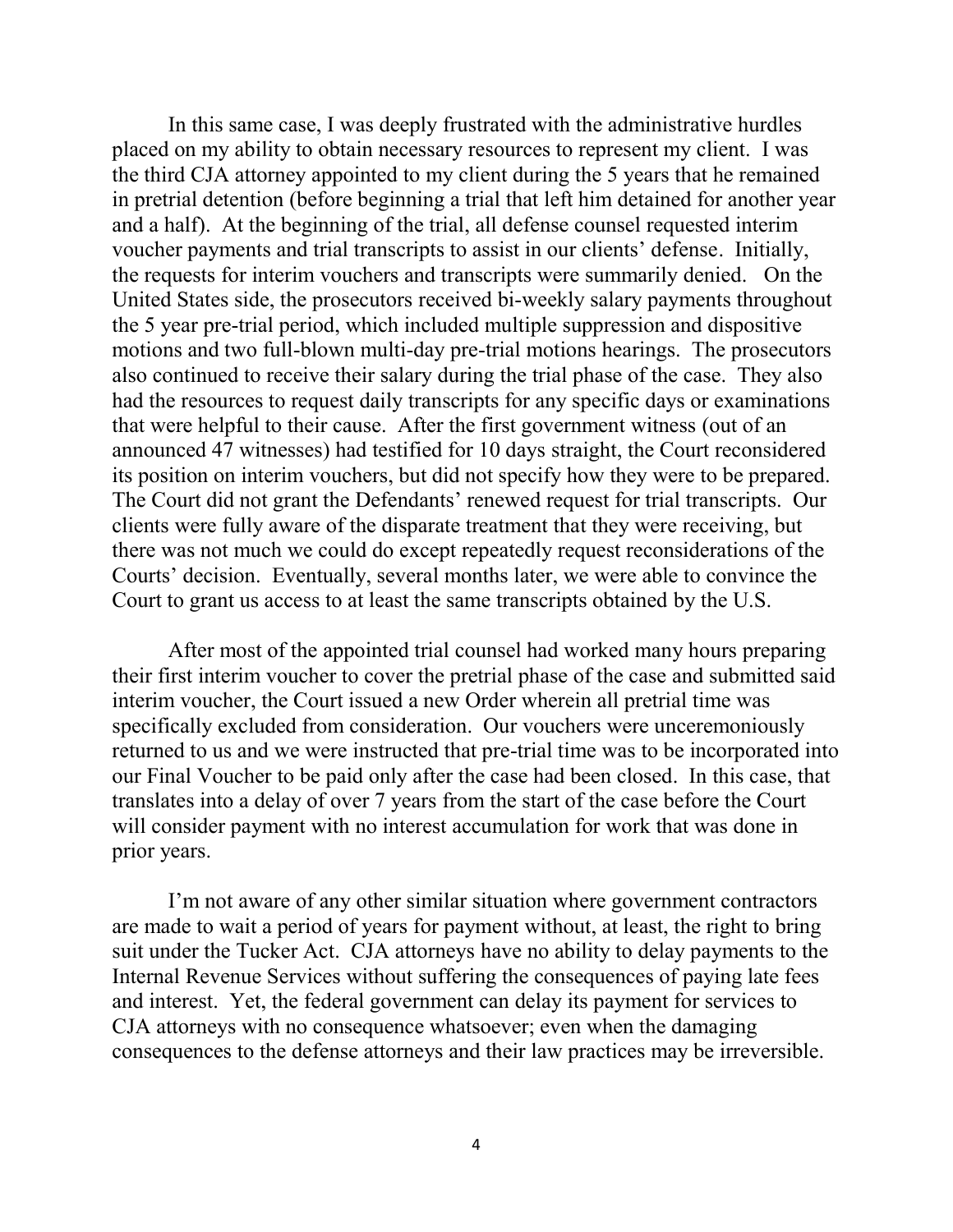In this same case, I was deeply frustrated with the administrative hurdles placed on my ability to obtain necessary resources to represent my client. I was the third CJA attorney appointed to my client during the 5 years that he remained in pretrial detention (before beginning a trial that left him detained for another year and a half). At the beginning of the trial, all defense counsel requested interim voucher payments and trial transcripts to assist in our clients' defense. Initially, the requests for interim vouchers and transcripts were summarily denied. On the United States side, the prosecutors received bi-weekly salary payments throughout the 5 year pre-trial period, which included multiple suppression and dispositive motions and two full-blown multi-day pre-trial motions hearings. The prosecutors also continued to receive their salary during the trial phase of the case. They also had the resources to request daily transcripts for any specific days or examinations that were helpful to their cause. After the first government witness (out of an announced 47 witnesses) had testified for 10 days straight, the Court reconsidered its position on interim vouchers, but did not specify how they were to be prepared. The Court did not grant the Defendants' renewed request for trial transcripts. Our clients were fully aware of the disparate treatment that they were receiving, but there was not much we could do except repeatedly request reconsiderations of the Courts' decision. Eventually, several months later, we were able to convince the Court to grant us access to at least the same transcripts obtained by the U.S.

After most of the appointed trial counsel had worked many hours preparing their first interim voucher to cover the pretrial phase of the case and submitted said interim voucher, the Court issued a new Order wherein all pretrial time was specifically excluded from consideration. Our vouchers were unceremoniously returned to us and we were instructed that pre-trial time was to be incorporated into our Final Voucher to be paid only after the case had been closed. In this case, that translates into a delay of over 7 years from the start of the case before the Court will consider payment with no interest accumulation for work that was done in prior years.

I'm not aware of any other similar situation where government contractors are made to wait a period of years for payment without, at least, the right to bring suit under the Tucker Act. CJA attorneys have no ability to delay payments to the Internal Revenue Services without suffering the consequences of paying late fees and interest. Yet, the federal government can delay its payment for services to CJA attorneys with no consequence whatsoever; even when the damaging consequences to the defense attorneys and their law practices may be irreversible.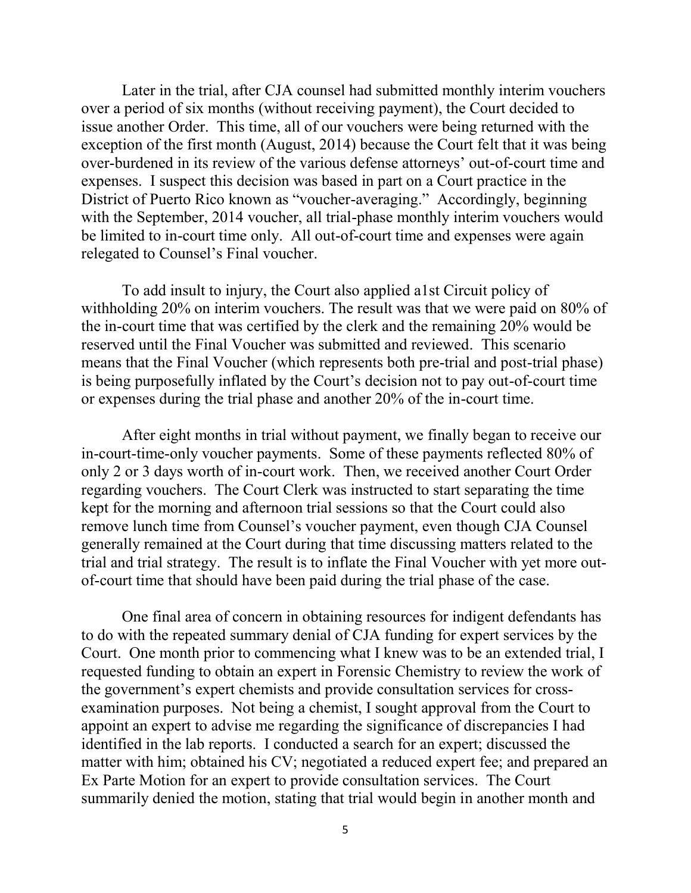Later in the trial, after CJA counsel had submitted monthly interim vouchers over a period of six months (without receiving payment), the Court decided to issue another Order. This time, all of our vouchers were being returned with the exception of the first month (August, 2014) because the Court felt that it was being over-burdened in its review of the various defense attorneys' out-of-court time and expenses. I suspect this decision was based in part on a Court practice in the District of Puerto Rico known as "voucher-averaging." Accordingly, beginning with the September, 2014 voucher, all trial-phase monthly interim vouchers would be limited to in-court time only. All out-of-court time and expenses were again relegated to Counsel's Final voucher.

To add insult to injury, the Court also applied a1st Circuit policy of withholding 20% on interim vouchers. The result was that we were paid on 80% of the in-court time that was certified by the clerk and the remaining 20% would be reserved until the Final Voucher was submitted and reviewed. This scenario means that the Final Voucher (which represents both pre-trial and post-trial phase) is being purposefully inflated by the Court's decision not to pay out-of-court time or expenses during the trial phase and another 20% of the in-court time.

After eight months in trial without payment, we finally began to receive our in-court-time-only voucher payments. Some of these payments reflected 80% of only 2 or 3 days worth of in-court work. Then, we received another Court Order regarding vouchers. The Court Clerk was instructed to start separating the time kept for the morning and afternoon trial sessions so that the Court could also remove lunch time from Counsel's voucher payment, even though CJA Counsel generally remained at the Court during that time discussing matters related to the trial and trial strategy. The result is to inflate the Final Voucher with yet more out-of-court time that should have been paid during the trial phase of the case.

One final area of concern in obtaining resources for indigent defendants has to do with the repeated summary denial of CJA funding for expert services by the Court. One month prior to commencing what I knew was to be an extended trial, I requested funding to obtain an expert in Forensic Chemistry to review the work of the government's expert chemists and provide consultation services for cross-examination purposes. Not being a chemist, I sought approval from the Court to appoint an expert to advise me regarding the significance of discrepancies I had identified in the lab reports. I conducted a search for an expert; discussed the matter with him; obtained his CV; negotiated a reduced expert fee; and prepared an Ex Parte Motion for an expert to provide consultation services. The Court summarily denied the motion, stating that trial would begin in another month and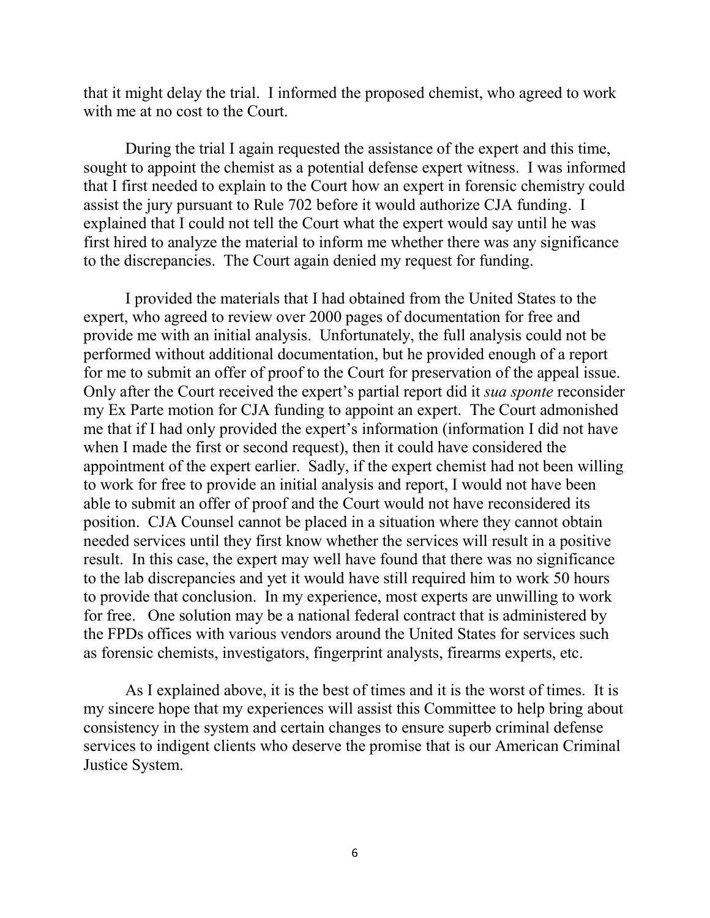that it might delay the trial. I informed the proposed chemist, who agreed to work with me at no cost to the Court.

During the trial I again requested the assistance of the expert and this time, sought to appoint the chemist as a potential defense expert witness. I was informed that I first needed to explain to the Court how an expert in forensic chemistry could assist the jury pursuant to Rule 702 before it would authorize CJA funding. I explained that I could not tell the Court what the expert would say until he was first hired to analyze the material to inform me whether there was any significance to the discrepancies. The Court again denied my request for funding.

I provided the materials that I had obtained from the United States to the expert, who agreed to review over 2000 pages of documentation for free and provide me with an initial analysis. Unfortunately, the full analysis could not be performed without additional documentation, but he provided enough of a report for me to submit an offer of proof to the Court for preservation of the appeal issue. Only after the Court received the expert's partial report did it *sua sponte* reconsider my Ex Parte motion for CJA funding to appoint an expert. The Court admonished me that if I had only provided the expert's information (information I did not have when I made the first or second request), then it could have considered the appointment of the expert earlier. Sadly, if the expert chemist had not been willing to work for free to provide an initial analysis and report, I would not have been able to submit an offer of proof and the Court would not have reconsidered its position. CJA Counsel cannot be placed in a situation where they cannot obtain needed services until they first know whether the services will result in a positive result. In this case, the expert may well have found that there was no significance to the lab discrepancies and yet it would have still required him to work 50 hours to provide that conclusion. In my experience, most experts are unwilling to work for free. One solution may be a national federal contract that is administered by the FPDs offices with various vendors around the United States for services such as forensic chemists, investigators, fingerprint analysts, firearms experts, etc.

As I explained above, it is the best of times and it is the worst of times. It is my sincere hope that my experiences will assist this Committee to help bring about consistency in the system and certain changes to ensure superb criminal defense services to indigent clients who deserve the promise that is our American Criminal Justice System.